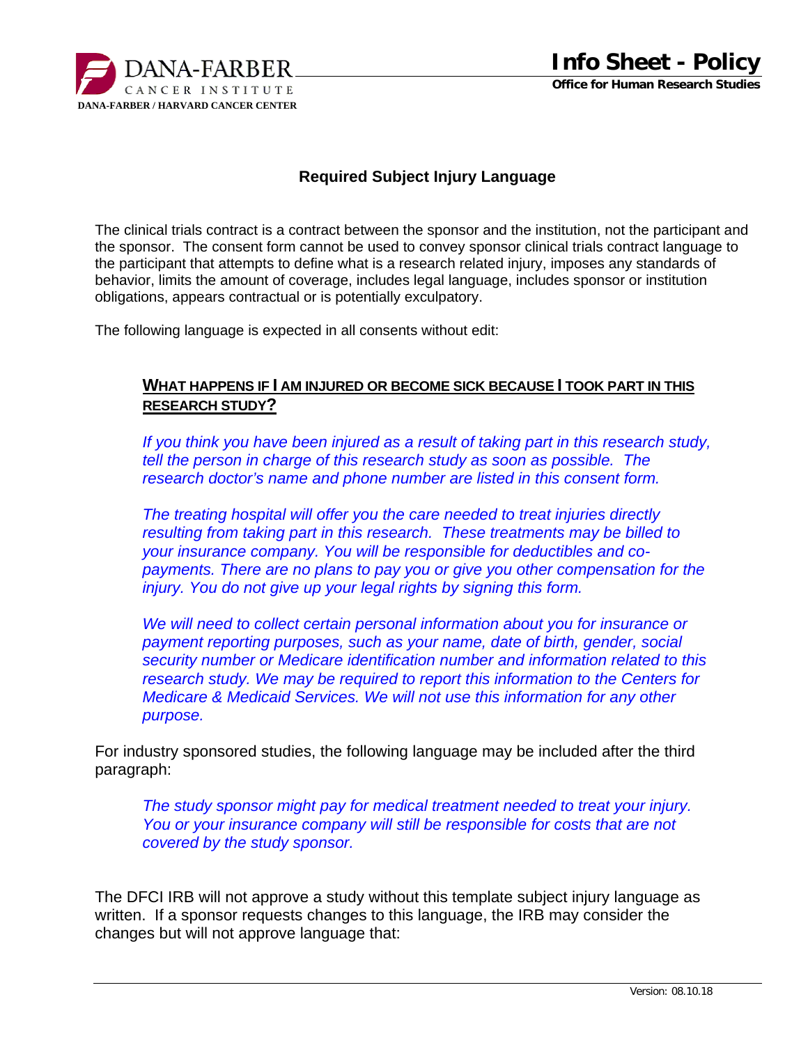**DANA-FARBER CANCER INSTITUTE**
**DANA-FARBER / HARVARD CANCER CENTER**

# Info Sheet - Policy

**Office for Human Research Studies**

## Required Subject Injury Language

The clinical trials contract is a contract between the sponsor and the institution, not the participant and the sponsor. The consent form cannot be used to convey sponsor clinical trials contract language to the participant that attempts to define what is a research related injury, imposes any standards of behavior, limits the amount of coverage, includes legal language, includes sponsor or institution obligations, appears contractual or is potentially exculpatory.

The following language is expected in all consents without edit:

> **WHAT HAPPENS IF I AM INJURED OR BECOME SICK BECAUSE I TOOK PART IN THIS RESEARCH STUDY?**
>
> *If you think you have been injured as a result of taking part in this research study, tell the person in charge of this research study as soon as possible. The research doctor's name and phone number are listed in this consent form.*
>
> *The treating hospital will offer you the care needed to treat injuries directly resulting from taking part in this research. These treatments may be billed to your insurance company. You will be responsible for deductibles and co-payments. There are no plans to pay you or give you other compensation for the injury. You do not give up your legal rights by signing this form.*
>
> *We will need to collect certain personal information about you for insurance or payment reporting purposes, such as your name, date of birth, gender, social security number or Medicare identification number and information related to this research study. We may be required to report this information to the Centers for Medicare & Medicaid Services. We will not use this information for any other purpose.*

For industry sponsored studies, the following language may be included after the third paragraph:

> *The study sponsor might pay for medical treatment needed to treat your injury. You or your insurance company will still be responsible for costs that are not covered by the study sponsor.*

The DFCI IRB will not approve a study without this template subject injury language as written. If a sponsor requests changes to this language, the IRB may consider the changes but will not approve language that: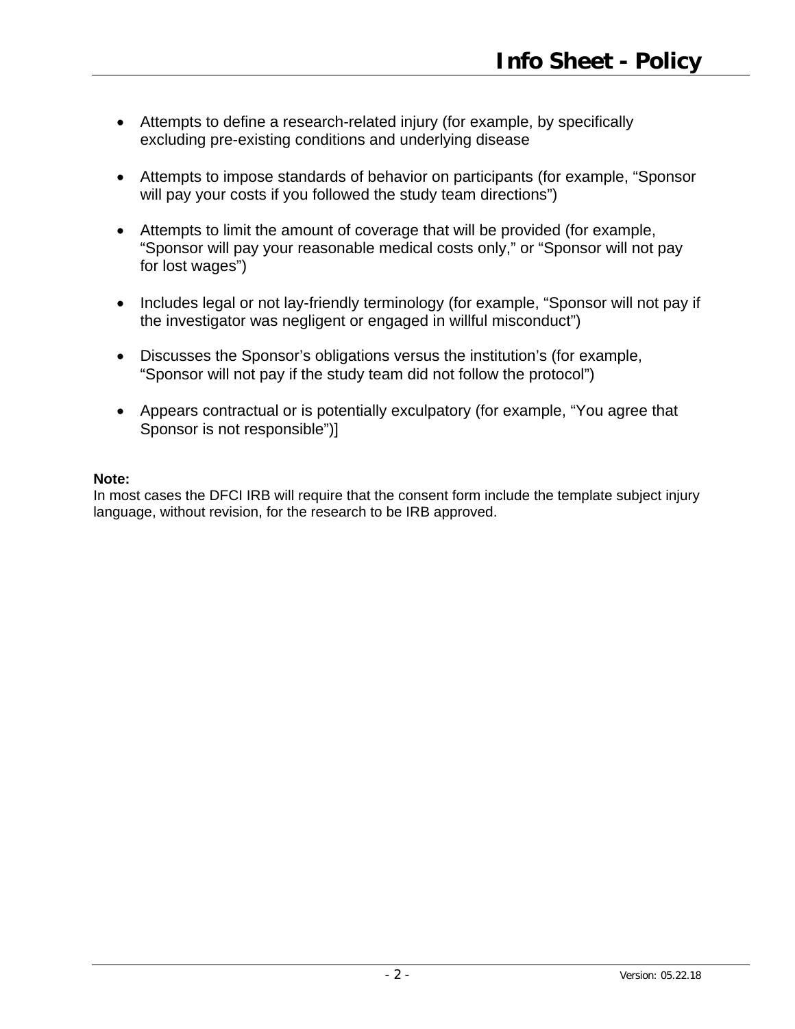- Attempts to define a research-related injury (for example, by specifically excluding pre-existing conditions and underlying disease

- Attempts to impose standards of behavior on participants (for example, "Sponsor will pay your costs if you followed the study team directions")

- Attempts to limit the amount of coverage that will be provided (for example, "Sponsor will pay your reasonable medical costs only," or "Sponsor will not pay for lost wages")

- Includes legal or not lay-friendly terminology (for example, "Sponsor will not pay if the investigator was negligent or engaged in willful misconduct")

- Discusses the Sponsor's obligations versus the institution's (for example, "Sponsor will not pay if the study team did not follow the protocol")

- Appears contractual or is potentially exculpatory (for example, "You agree that Sponsor is not responsible")]

**Note:**
In most cases the DFCI IRB will require that the consent form include the template subject injury language, without revision, for the research to be IRB approved.